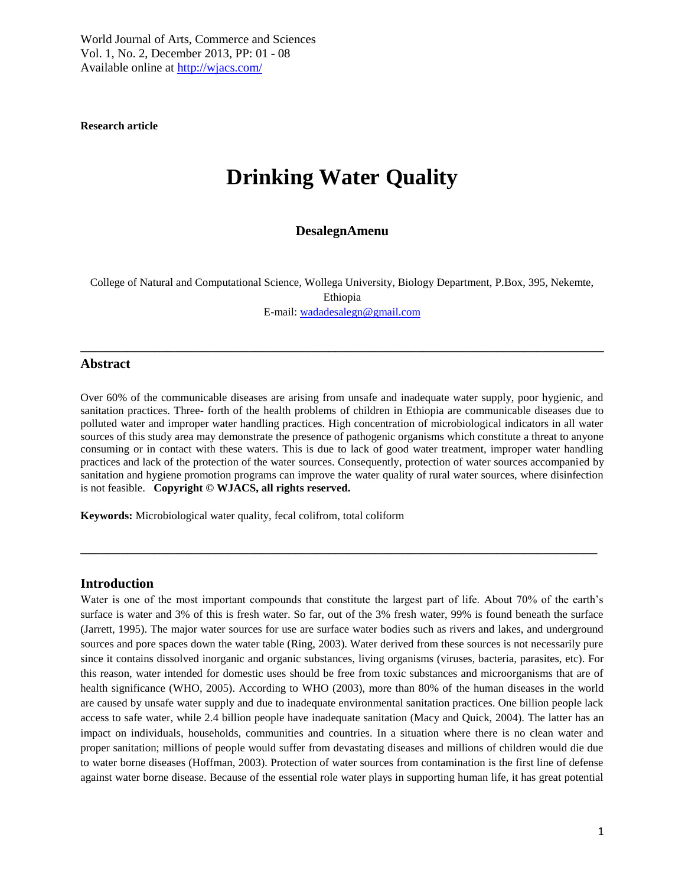Research article

# Drinking Water Quality

**DesalegnAmenu**

College of Natural and Computational Science, Wollega University, Biology Department, P.Box, 395, Nekemte, Ethiopia

E-mail: wadadesalegn@gmail.com

## Abstract

Over 60% of the communicable diseases are arising from unsafe and inadequate water supply, poor hygienic, and sanitation practices. Three- forth of the health problems of children in Ethiopia are communicable diseases due to polluted water and improper water handling practices. High concentration of microbiological indicators in all water sources of this study area may demonstrate the presence of pathogenic organisms which constitute a threat to anyone consuming or in contact with these waters. This is due to lack of good water treatment, improper water handling practices and lack of the protection of the water sources. Consequently, protection of water sources accompanied by sanitation and hygiene promotion programs can improve the water quality of rural water sources, where disinfection is not feasible. **Copyright © WJACS, all rights reserved.**

**Keywords:** Microbiological water quality, fecal colifrom, total coliform

## Introduction

Water is one of the most important compounds that constitute the largest part of life. About 70% of the earth's surface is water and 3% of this is fresh water. So far, out of the 3% fresh water, 99% is found beneath the surface (Jarrett, 1995). The major water sources for use are surface water bodies such as rivers and lakes, and underground sources and pore spaces down the water table (Ring, 2003). Water derived from these sources is not necessarily pure since it contains dissolved inorganic and organic substances, living organisms (viruses, bacteria, parasites, etc). For this reason, water intended for domestic uses should be free from toxic substances and microorganisms that are of health significance (WHO, 2005). According to WHO (2003), more than 80% of the human diseases in the world are caused by unsafe water supply and due to inadequate environmental sanitation practices. One billion people lack access to safe water, while 2.4 billion people have inadequate sanitation (Macy and Quick, 2004). The latter has an impact on individuals, households, communities and countries. In a situation where there is no clean water and proper sanitation; millions of people would suffer from devastating diseases and millions of children would die due to water borne diseases (Hoffman, 2003). Protection of water sources from contamination is the first line of defense against water borne disease. Because of the essential role water plays in supporting human life, it has great potential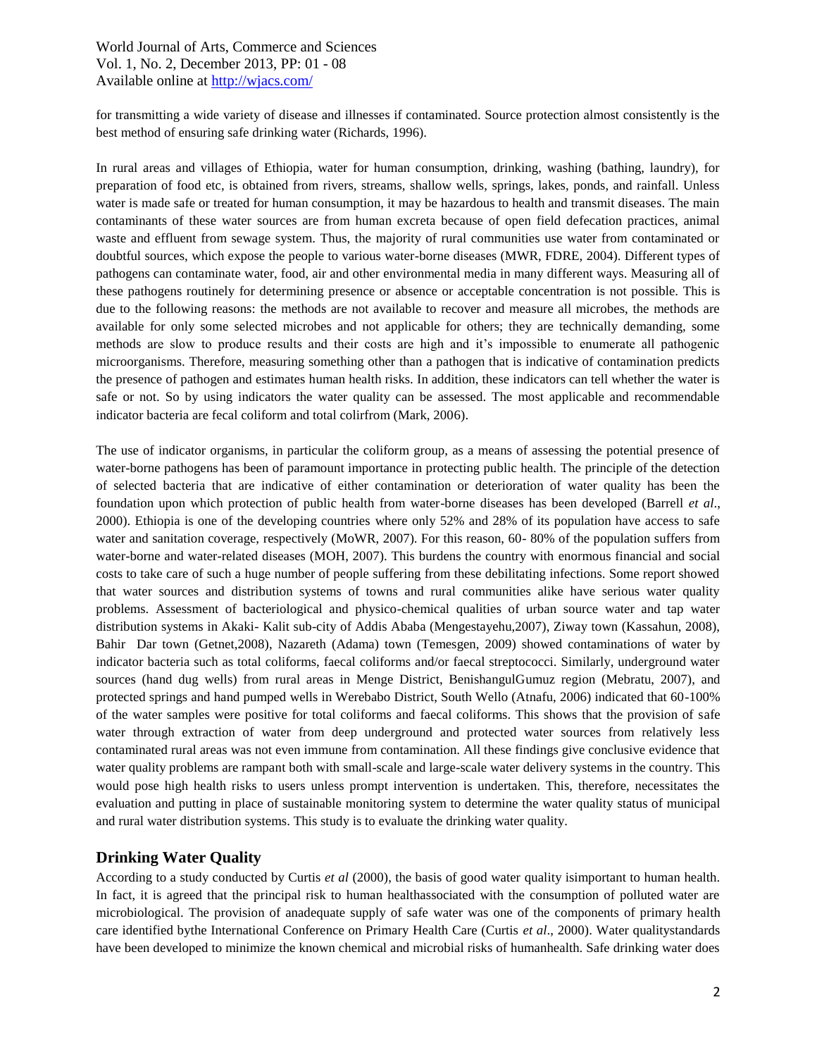for transmitting a wide variety of disease and illnesses if contaminated. Source protection almost consistently is the best method of ensuring safe drinking water (Richards, 1996).

In rural areas and villages of Ethiopia, water for human consumption, drinking, washing (bathing, laundry), for preparation of food etc, is obtained from rivers, streams, shallow wells, springs, lakes, ponds, and rainfall. Unless water is made safe or treated for human consumption, it may be hazardous to health and transmit diseases. The main contaminants of these water sources are from human excreta because of open field defecation practices, animal waste and effluent from sewage system. Thus, the majority of rural communities use water from contaminated or doubtful sources, which expose the people to various water-borne diseases (MWR, FDRE, 2004). Different types of pathogens can contaminate water, food, air and other environmental media in many different ways. Measuring all of these pathogens routinely for determining presence or absence or acceptable concentration is not possible. This is due to the following reasons: the methods are not available to recover and measure all microbes, the methods are available for only some selected microbes and not applicable for others; they are technically demanding, some methods are slow to produce results and their costs are high and it's impossible to enumerate all pathogenic microorganisms. Therefore, measuring something other than a pathogen that is indicative of contamination predicts the presence of pathogen and estimates human health risks. In addition, these indicators can tell whether the water is safe or not. So by using indicators the water quality can be assessed. The most applicable and recommendable indicator bacteria are fecal coliform and total colirfrom (Mark, 2006).

The use of indicator organisms, in particular the coliform group, as a means of assessing the potential presence of water-borne pathogens has been of paramount importance in protecting public health. The principle of the detection of selected bacteria that are indicative of either contamination or deterioration of water quality has been the foundation upon which protection of public health from water-borne diseases has been developed (Barrell *et al*., 2000). Ethiopia is one of the developing countries where only 52% and 28% of its population have access to safe water and sanitation coverage, respectively (MoWR, 2007). For this reason, 60- 80% of the population suffers from water-borne and water-related diseases (MOH, 2007). This burdens the country with enormous financial and social costs to take care of such a huge number of people suffering from these debilitating infections. Some report showed that water sources and distribution systems of towns and rural communities alike have serious water quality problems. Assessment of bacteriological and physico-chemical qualities of urban source water and tap water distribution systems in Akaki- Kalit sub-city of Addis Ababa (Mengestayehu,2007), Ziway town (Kassahun, 2008), Bahir Dar town (Getnet,2008), Nazareth (Adama) town (Temesgen, 2009) showed contaminations of water by indicator bacteria such as total coliforms, faecal coliforms and/or faecal streptococci. Similarly, underground water sources (hand dug wells) from rural areas in Menge District, BenishangulGumuz region (Mebratu, 2007), and protected springs and hand pumped wells in Werebabo District, South Wello (Atnafu, 2006) indicated that 60-100% of the water samples were positive for total coliforms and faecal coliforms. This shows that the provision of safe water through extraction of water from deep underground and protected water sources from relatively less contaminated rural areas was not even immune from contamination. All these findings give conclusive evidence that water quality problems are rampant both with small-scale and large-scale water delivery systems in the country. This would pose high health risks to users unless prompt intervention is undertaken. This, therefore, necessitates the evaluation and putting in place of sustainable monitoring system to determine the water quality status of municipal and rural water distribution systems. This study is to evaluate the drinking water quality.

## Drinking Water Quality

According to a study conducted by Curtis *et al* (2000), the basis of good water quality isimportant to human health. In fact, it is agreed that the principal risk to human healthassociated with the consumption of polluted water are microbiological. The provision of anadequate supply of safe water was one of the components of primary health care identified bythe International Conference on Primary Health Care (Curtis *et al*., 2000). Water qualitystandards have been developed to minimize the known chemical and microbial risks of humanhealth. Safe drinking water does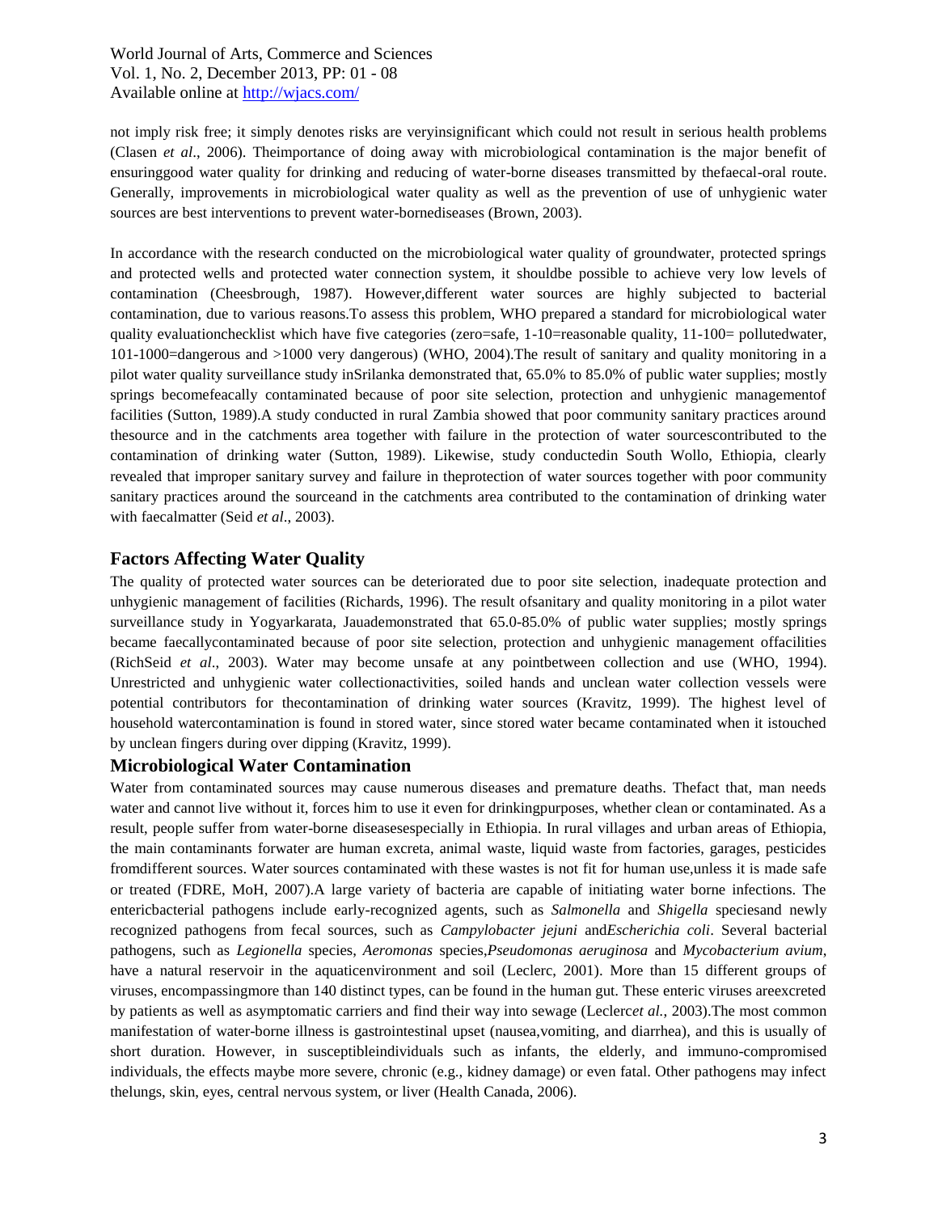not imply risk free; it simply denotes risks are veryinsignificant which could not result in serious health problems (Clasen *et al*., 2006). Theimportance of doing away with microbiological contamination is the major benefit of ensuringgood water quality for drinking and reducing of water-borne diseases transmitted by thefaecal-oral route. Generally, improvements in microbiological water quality as well as the prevention of use of unhygienic water sources are best interventions to prevent water-bornediseases (Brown, 2003).

In accordance with the research conducted on the microbiological water quality of groundwater, protected springs and protected wells and protected water connection system, it shouldbe possible to achieve very low levels of contamination (Cheesbrough, 1987). However,different water sources are highly subjected to bacterial contamination, due to various reasons.To assess this problem, WHO prepared a standard for microbiological water quality evaluationchecklist which have five categories (zero=safe, 1-10=reasonable quality, 11-100= pollutedwater, 101-1000=dangerous and >1000 very dangerous) (WHO, 2004).The result of sanitary and quality monitoring in a pilot water quality surveillance study inSrilanka demonstrated that, 65.0% to 85.0% of public water supplies; mostly springs becomefeacally contaminated because of poor site selection, protection and unhygienic managementof facilities (Sutton, 1989).A study conducted in rural Zambia showed that poor community sanitary practices around thesource and in the catchments area together with failure in the protection of water sourcescontributed to the contamination of drinking water (Sutton, 1989). Likewise, study conductedin South Wollo, Ethiopia, clearly revealed that improper sanitary survey and failure in theprotection of water sources together with poor community sanitary practices around the sourceand in the catchments area contributed to the contamination of drinking water with faecalmatter (Seid *et al*., 2003).

## Factors Affecting Water Quality

The quality of protected water sources can be deteriorated due to poor site selection, inadequate protection and unhygienic management of facilities (Richards, 1996). The result ofsanitary and quality monitoring in a pilot water surveillance study in Yogyarkarata, Jauademonstrated that 65.0-85.0% of public water supplies; mostly springs became faecallycontaminated because of poor site selection, protection and unhygienic management offacilities (RichSeid *et al*., 2003). Water may become unsafe at any pointbetween collection and use (WHO, 1994). Unrestricted and unhygienic water collectionactivities, soiled hands and unclean water collection vessels were potential contributors for thecontamination of drinking water sources (Kravitz, 1999). The highest level of household watercontamination is found in stored water, since stored water became contaminated when it istouched by unclean fingers during over dipping (Kravitz, 1999).

## Microbiological Water Contamination

Water from contaminated sources may cause numerous diseases and premature deaths. Thefact that, man needs water and cannot live without it, forces him to use it even for drinkingpurposes, whether clean or contaminated. As a result, people suffer from water-borne diseasesespecially in Ethiopia. In rural villages and urban areas of Ethiopia, the main contaminants forwater are human excreta, animal waste, liquid waste from factories, garages, pesticides fromdifferent sources. Water sources contaminated with these wastes is not fit for human use,unless it is made safe or treated (FDRE, MoH, 2007).A large variety of bacteria are capable of initiating water borne infections. The entericbacterial pathogens include early-recognized agents, such as *Salmonella* and *Shigella* speciesand newly recognized pathogens from fecal sources, such as *Campylobacter jejuni* and*Escherichia coli*. Several bacterial pathogens, such as *Legionella* species, *Aeromonas* species,*Pseudomonas aeruginosa* and *Mycobacterium avium*, have a natural reservoir in the aquaticenvironment and soil (Leclerc, 2001). More than 15 different groups of viruses, encompassingmore than 140 distinct types, can be found in the human gut. These enteric viruses areexcreted by patients as well as asymptomatic carriers and find their way into sewage (Leclerc*et al.*, 2003).The most common manifestation of water-borne illness is gastrointestinal upset (nausea,vomiting, and diarrhea), and this is usually of short duration. However, in susceptibleindividuals such as infants, the elderly, and immuno-compromised individuals, the effects maybe more severe, chronic (e.g., kidney damage) or even fatal. Other pathogens may infect thelungs, skin, eyes, central nervous system, or liver (Health Canada, 2006).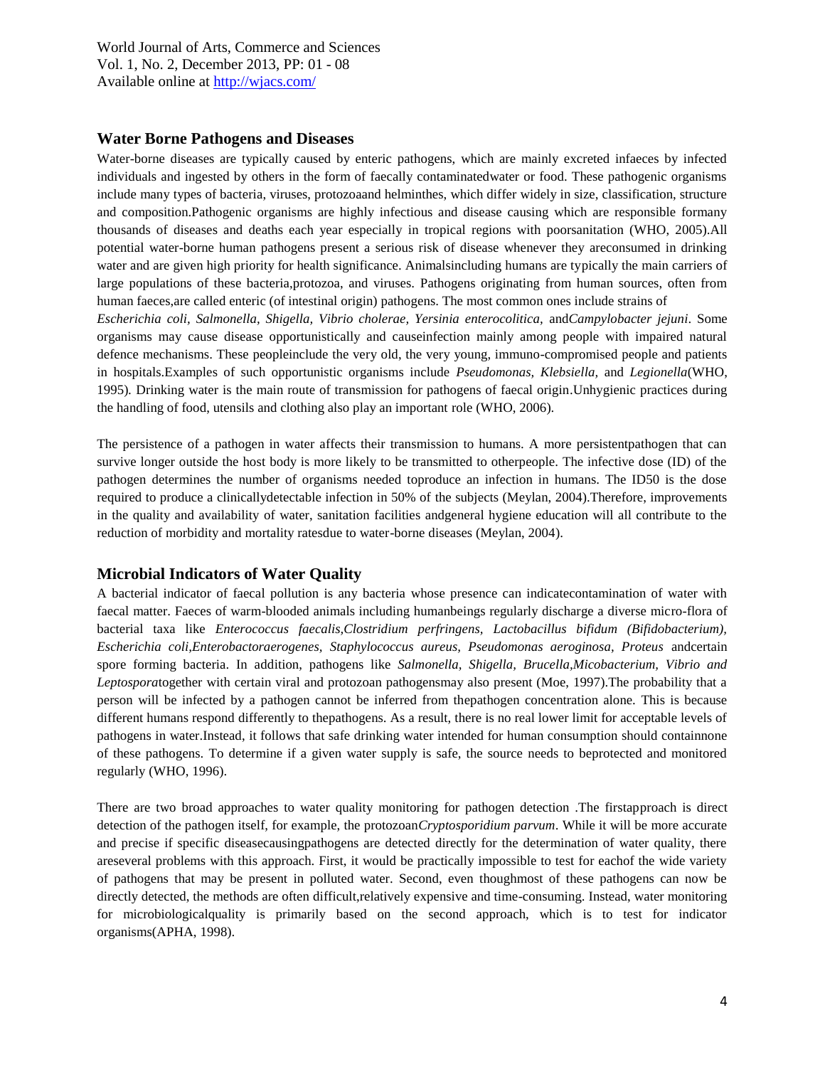## Water Borne Pathogens and Diseases

Water-borne diseases are typically caused by enteric pathogens, which are mainly excreted infaeces by infected individuals and ingested by others in the form of faecally contaminatedwater or food. These pathogenic organisms include many types of bacteria, viruses, protozoaand helminthes, which differ widely in size, classification, structure and composition.Pathogenic organisms are highly infectious and disease causing which are responsible formany thousands of diseases and deaths each year especially in tropical regions with poorsanitation (WHO, 2005).All potential water-borne human pathogens present a serious risk of disease whenever they areconsumed in drinking water and are given high priority for health significance. Animalsincluding humans are typically the main carriers of large populations of these bacteria,protozoa, and viruses. Pathogens originating from human sources, often from human faeces,are called enteric (of intestinal origin) pathogens. The most common ones include strains of *Escherichia coli, Salmonella, Shigella, Vibrio cholerae, Yersinia enterocolitica,* and*Campylobacter jejuni*. Some organisms may cause disease opportunistically and causeinfection mainly among people with impaired natural defence mechanisms. These peopleinclude the very old, the very young, immuno-compromised people and patients in hospitals.Examples of such opportunistic organisms include *Pseudomonas, Klebsiella,* and *Legionella*(WHO, 1995). Drinking water is the main route of transmission for pathogens of faecal origin.Unhygienic practices during the handling of food, utensils and clothing also play an important role (WHO, 2006).

The persistence of a pathogen in water affects their transmission to humans. A more persistentpathogen that can survive longer outside the host body is more likely to be transmitted to otherpeople. The infective dose (ID) of the pathogen determines the number of organisms needed toproduce an infection in humans. The ID50 is the dose required to produce a clinicallydetectable infection in 50% of the subjects (Meylan, 2004).Therefore, improvements in the quality and availability of water, sanitation facilities andgeneral hygiene education will all contribute to the reduction of morbidity and mortality ratesdue to water-borne diseases (Meylan, 2004).

## Microbial Indicators of Water Quality

A bacterial indicator of faecal pollution is any bacteria whose presence can indicatecontamination of water with faecal matter. Faeces of warm-blooded animals including humanbeings regularly discharge a diverse micro-flora of bacterial taxa like *Enterococcus faecalis,Clostridium perfringens, Lactobacillus bifidum (Bifidobacterium), Escherichia coli,Enterobactoraerogenes, Staphylococcus aureus, Pseudomonas aeroginosa, Proteus* andcertain spore forming bacteria. In addition, pathogens like *Salmonella, Shigella, Brucella,Micobacterium, Vibrio and Leptospora*together with certain viral and protozoan pathogensmay also present (Moe, 1997).The probability that a person will be infected by a pathogen cannot be inferred from thepathogen concentration alone. This is because different humans respond differently to thepathogens. As a result, there is no real lower limit for acceptable levels of pathogens in water.Instead, it follows that safe drinking water intended for human consumption should containnone of these pathogens. To determine if a given water supply is safe, the source needs to beprotected and monitored regularly (WHO, 1996).

There are two broad approaches to water quality monitoring for pathogen detection .The firstapproach is direct detection of the pathogen itself, for example, the protozoan*Cryptosporidium parvum*. While it will be more accurate and precise if specific diseasecausingpathogens are detected directly for the determination of water quality, there areseveral problems with this approach. First, it would be practically impossible to test for eachof the wide variety of pathogens that may be present in polluted water. Second, even thoughmost of these pathogens can now be directly detected, the methods are often difficult,relatively expensive and time-consuming. Instead, water monitoring for microbiologicalquality is primarily based on the second approach, which is to test for indicator organisms(APHA, 1998).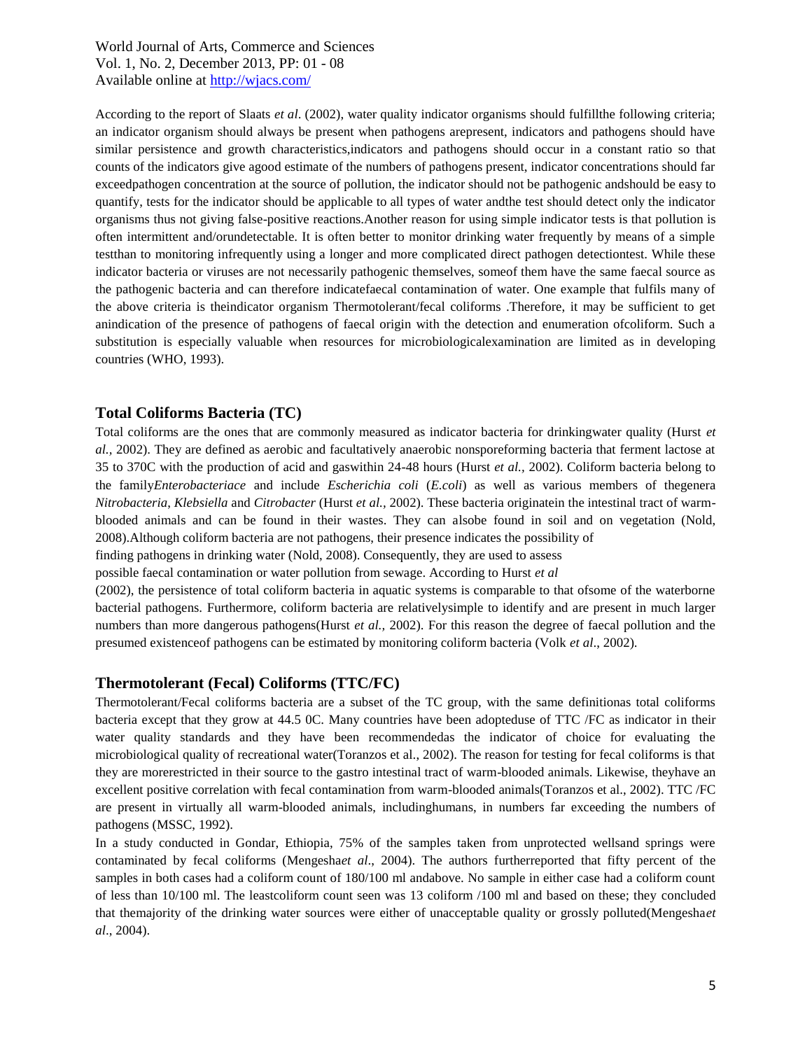According to the report of Slaats *et al*. (2002), water quality indicator organisms should fulfillthe following criteria; an indicator organism should always be present when pathogens arepresent, indicators and pathogens should have similar persistence and growth characteristics,indicators and pathogens should occur in a constant ratio so that counts of the indicators give agood estimate of the numbers of pathogens present, indicator concentrations should far exceedpathogen concentration at the source of pollution, the indicator should not be pathogenic andshould be easy to quantify, tests for the indicator should be applicable to all types of water andthe test should detect only the indicator organisms thus not giving false-positive reactions.Another reason for using simple indicator tests is that pollution is often intermittent and/orundetectable. It is often better to monitor drinking water frequently by means of a simple testthan to monitoring infrequently using a longer and more complicated direct pathogen detectiontest. While these indicator bacteria or viruses are not necessarily pathogenic themselves, someof them have the same faecal source as the pathogenic bacteria and can therefore indicatefaecal contamination of water. One example that fulfils many of the above criteria is theindicator organism Thermotolerant/fecal coliforms .Therefore, it may be sufficient to get anindication of the presence of pathogens of faecal origin with the detection and enumeration ofcoliform. Such a substitution is especially valuable when resources for microbiologicalexamination are limited as in developing countries (WHO, 1993).

## Total Coliforms Bacteria (TC)

Total coliforms are the ones that are commonly measured as indicator bacteria for drinkingwater quality (Hurst *et al.,* 2002). They are defined as aerobic and facultatively anaerobic nonsporeforming bacteria that ferment lactose at 35 to 370C with the production of acid and gaswithin 24-48 hours (Hurst *et al.,* 2002). Coliform bacteria belong to the family*Enterobacteriace* and include *Escherichia coli* (*E.coli*) as well as various members of thegenera *Nitrobacteria*, *Klebsiella* and *Citrobacter* (Hurst *et al.,* 2002). These bacteria originatein the intestinal tract of warm-blooded animals and can be found in their wastes. They can alsobe found in soil and on vegetation (Nold, 2008).Although coliform bacteria are not pathogens, their presence indicates the possibility of finding pathogens in drinking water (Nold, 2008). Consequently, they are used to assess possible faecal contamination or water pollution from sewage. According to Hurst *et al* (2002), the persistence of total coliform bacteria in aquatic systems is comparable to that ofsome of the waterborne bacterial pathogens. Furthermore, coliform bacteria are relativelysimple to identify and are present in much larger numbers than more dangerous pathogens(Hurst *et al.,* 2002). For this reason the degree of faecal pollution and the presumed existenceof pathogens can be estimated by monitoring coliform bacteria (Volk *et al*., 2002).

## Thermotolerant (Fecal) Coliforms (TTC/FC)

Thermotolerant/Fecal coliforms bacteria are a subset of the TC group, with the same definitionas total coliforms bacteria except that they grow at 44.5 0C. Many countries have been adopteduse of TTC /FC as indicator in their water quality standards and they have been recommendedas the indicator of choice for evaluating the microbiological quality of recreational water(Toranzos et al., 2002). The reason for testing for fecal coliforms is that they are morerestricted in their source to the gastro intestinal tract of warm-blooded animals. Likewise, theyhave an excellent positive correlation with fecal contamination from warm-blooded animals(Toranzos et al., 2002). TTC /FC are present in virtually all warm-blooded animals, includinghumans, in numbers far exceeding the numbers of pathogens (MSSC, 1992).

In a study conducted in Gondar, Ethiopia, 75% of the samples taken from unprotected wellsand springs were contaminated by fecal coliforms (Mengesha*et al*., 2004). The authors furtherreported that fifty percent of the samples in both cases had a coliform count of 180/100 ml andabove. No sample in either case had a coliform count of less than 10/100 ml. The leastcoliform count seen was 13 coliform /100 ml and based on these; they concluded that themajority of the drinking water sources were either of unacceptable quality or grossly polluted(Mengesha*et al*., 2004).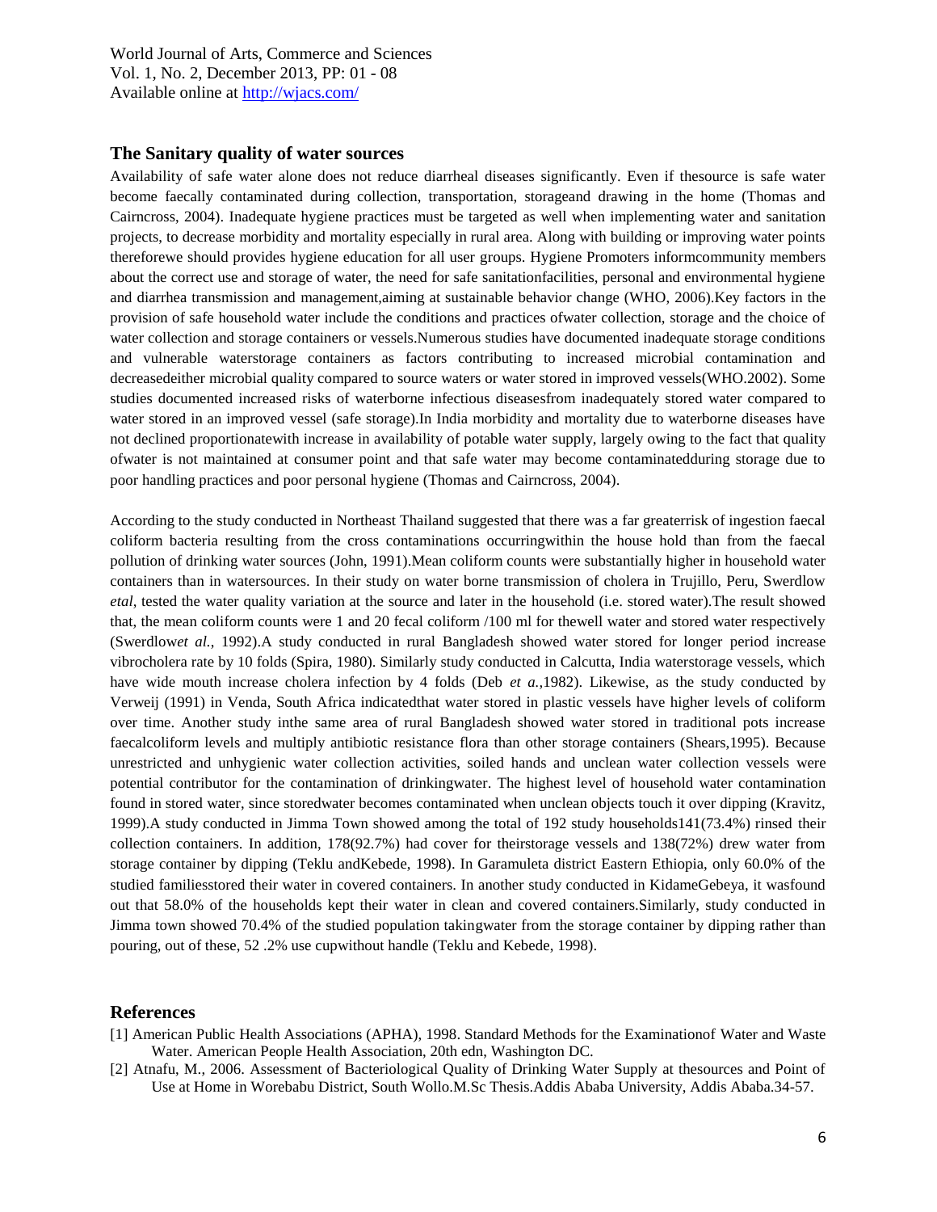## The Sanitary quality of water sources

Availability of safe water alone does not reduce diarrheal diseases significantly. Even if thesource is safe water become faecally contaminated during collection, transportation, storageand drawing in the home (Thomas and Cairncross, 2004). Inadequate hygiene practices must be targeted as well when implementing water and sanitation projects, to decrease morbidity and mortality especially in rural area. Along with building or improving water points thereforewe should provides hygiene education for all user groups. Hygiene Promoters informcommunity members about the correct use and storage of water, the need for safe sanitationfacilities, personal and environmental hygiene and diarrhea transmission and management,aiming at sustainable behavior change (WHO, 2006).Key factors in the provision of safe household water include the conditions and practices ofwater collection, storage and the choice of water collection and storage containers or vessels.Numerous studies have documented inadequate storage conditions and vulnerable waterstorage containers as factors contributing to increased microbial contamination and decreasedeither microbial quality compared to source waters or water stored in improved vessels(WHO.2002). Some studies documented increased risks of waterborne infectious diseasesfrom inadequately stored water compared to water stored in an improved vessel (safe storage).In India morbidity and mortality due to waterborne diseases have not declined proportionatewith increase in availability of potable water supply, largely owing to the fact that quality ofwater is not maintained at consumer point and that safe water may become contaminatedduring storage due to poor handling practices and poor personal hygiene (Thomas and Cairncross, 2004).

According to the study conducted in Northeast Thailand suggested that there was a far greaterrisk of ingestion faecal coliform bacteria resulting from the cross contaminations occurringwithin the house hold than from the faecal pollution of drinking water sources (John, 1991).Mean coliform counts were substantially higher in household water containers than in watersources. In their study on water borne transmission of cholera in Trujillo, Peru, Swerdlow *etal*, tested the water quality variation at the source and later in the household (i.e. stored water).The result showed that, the mean coliform counts were 1 and 20 fecal coliform /100 ml for thewell water and stored water respectively (Swerdlow*et al.*, 1992).A study conducted in rural Bangladesh showed water stored for longer period increase vibrocholera rate by 10 folds (Spira, 1980). Similarly study conducted in Calcutta, India waterstorage vessels, which have wide mouth increase cholera infection by 4 folds (Deb *et a.*,1982). Likewise, as the study conducted by Verweij (1991) in Venda, South Africa indicatedthat water stored in plastic vessels have higher levels of coliform over time. Another study inthe same area of rural Bangladesh showed water stored in traditional pots increase faecalcoliform levels and multiply antibiotic resistance flora than other storage containers (Shears,1995). Because unrestricted and unhygienic water collection activities, soiled hands and unclean water collection vessels were potential contributor for the contamination of drinkingwater. The highest level of household water contamination found in stored water, since storedwater becomes contaminated when unclean objects touch it over dipping (Kravitz, 1999).A study conducted in Jimma Town showed among the total of 192 study households141(73.4%) rinsed their collection containers. In addition, 178(92.7%) had cover for theirstorage vessels and 138(72%) drew water from storage container by dipping (Teklu andKebede, 1998). In Garamuleta district Eastern Ethiopia, only 60.0% of the studied familiesstored their water in covered containers. In another study conducted in KidameGebeya, it wasfound out that 58.0% of the households kept their water in clean and covered containers.Similarly, study conducted in Jimma town showed 70.4% of the studied population takingwater from the storage container by dipping rather than pouring, out of these, 52 .2% use cupwithout handle (Teklu and Kebede, 1998).

## References

[1] American Public Health Associations (APHA), 1998. Standard Methods for the Examinationof Water and Waste Water. American People Health Association, 20th edn, Washington DC.

[2] Atnafu, M., 2006. Assessment of Bacteriological Quality of Drinking Water Supply at thesources and Point of Use at Home in Worebabu District, South Wollo.M.Sc Thesis.Addis Ababa University, Addis Ababa.34-57.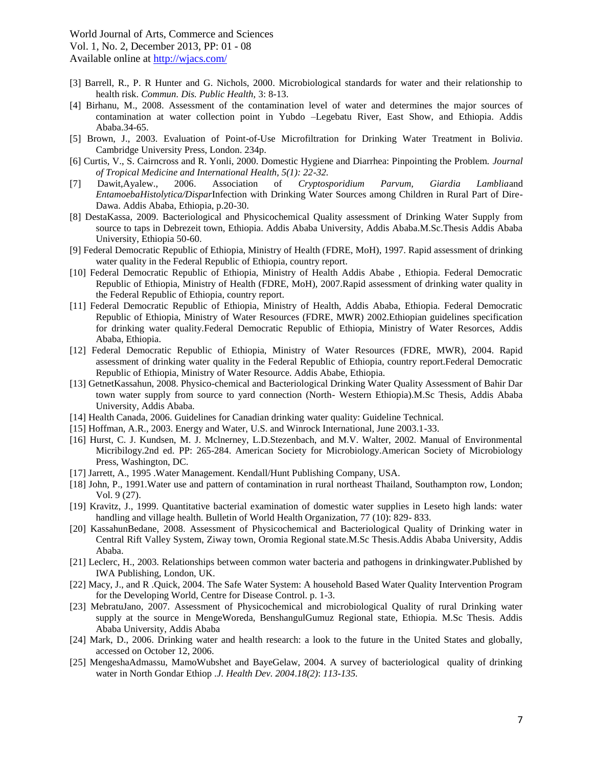[3] Barrell, R., P. R Hunter and G. Nichols, 2000. Microbiological standards for water and their relationship to health risk. *Commun. Dis. Public Health,* 3: 8-13.

[4] Birhanu, M., 2008. Assessment of the contamination level of water and determines the major sources of contamination at water collection point in Yubdo –Legebatu River, East Show, and Ethiopia. Addis Ababa.34-65.

[5] Brown, J., 2003. Evaluation of Point-of-Use Microfiltration for Drinking Water Treatment in Bolivi*a*. Cambridge University Press, London. 234p.

[6] Curtis, V., S. Cairncross and R. Yonli, 2000. Domestic Hygiene and Diarrhea: Pinpointing the Problem. *Journal of Tropical Medicine and International Health, 5(1): 22-32.*

[7] Dawit,Ayalew., 2006. Association of *Cryptosporidium Parvum, Giardia Lamblia*and *EntamoebaHistolytica/Dispar*Infection with Drinking Water Sources among Children in Rural Part of Dire-Dawa. Addis Ababa, Ethiopia, p.20-30.

[8] DestaKassa, 2009. Bacteriological and Physicochemical Quality assessment of Drinking Water Supply from source to taps in Debrezeit town, Ethiopia. Addis Ababa University, Addis Ababa.M.Sc.Thesis Addis Ababa University, Ethiopia 50-60.

[9] Federal Democratic Republic of Ethiopia, Ministry of Health (FDRE, MoH), 1997. Rapid assessment of drinking water quality in the Federal Republic of Ethiopia, country report.

[10] Federal Democratic Republic of Ethiopia, Ministry of Health Addis Ababe , Ethiopia. Federal Democratic Republic of Ethiopia, Ministry of Health (FDRE, MoH), 2007.Rapid assessment of drinking water quality in the Federal Republic of Ethiopia, country report.

[11] Federal Democratic Republic of Ethiopia, Ministry of Health, Addis Ababa, Ethiopia. Federal Democratic Republic of Ethiopia, Ministry of Water Resources (FDRE, MWR) 2002.Ethiopian guidelines specification for drinking water quality.Federal Democratic Republic of Ethiopia, Ministry of Water Resorces, Addis Ababa, Ethiopia.

[12] Federal Democratic Republic of Ethiopia, Ministry of Water Resources (FDRE, MWR), 2004. Rapid assessment of drinking water quality in the Federal Republic of Ethiopia, country report.Federal Democratic Republic of Ethiopia, Ministry of Water Resource. Addis Ababe, Ethiopia.

[13] GetnetKassahun, 2008. Physico-chemical and Bacteriological Drinking Water Quality Assessment of Bahir Dar town water supply from source to yard connection (North- Western Ethiopia).M.Sc Thesis, Addis Ababa University, Addis Ababa.

[14] Health Canada, 2006. Guidelines for Canadian drinking water quality: Guideline Technical.

[15] Hoffman, A.R., 2003. Energy and Water, U.S. and Winrock International, June 2003.1-33.

[16] Hurst, C. J. Kundsen, M. J. Mclnerney, L.D.Stezenbach, and M.V. Walter, 2002. Manual of Environmental Micribilogy.2nd ed. PP: 265-284. American Society for Microbiology.American Society of Microbiology Press, Washington, DC.

[17] Jarrett, A., 1995 .Water Management. Kendall/Hunt Publishing Company, USA.

[18] John, P., 1991.Water use and pattern of contamination in rural northeast Thailand, Southampton row, London; Vol. 9 (27).

[19] Kravitz, J., 1999. Quantitative bacterial examination of domestic water supplies in Leseto high lands: water handling and village health. Bulletin of World Health Organization, 77 (10): 829- 833.

[20] KassahunBedane, 2008. Assessment of Physicochemical and Bacteriological Quality of Drinking water in Central Rift Valley System, Ziway town, Oromia Regional state.M.Sc Thesis.Addis Ababa University, Addis Ababa.

[21] Leclerc, H., 2003. Relationships between common water bacteria and pathogens in drinkingwater.Published by IWA Publishing, London, UK.

[22] Macy, J., and R .Quick, 2004. The Safe Water System: A household Based Water Quality Intervention Program for the Developing World, Centre for Disease Control. p. 1-3.

[23] MebratuJano, 2007. Assessment of Physicochemical and microbiological Quality of rural Drinking water supply at the source in MengeWoreda, BenshangulGumuz Regional state, Ethiopia. M.Sc Thesis. Addis Ababa University, Addis Ababa

[24] Mark, D., 2006. Drinking water and health research: a look to the future in the United States and globally, accessed on October 12, 2006.

[25] MengeshaAdmassu, MamoWubshet and BayeGelaw, 2004. A survey of bacteriological quality of drinking water in North Gondar Ethiop .*J. Health Dev. 2004.18(2): 113-135.*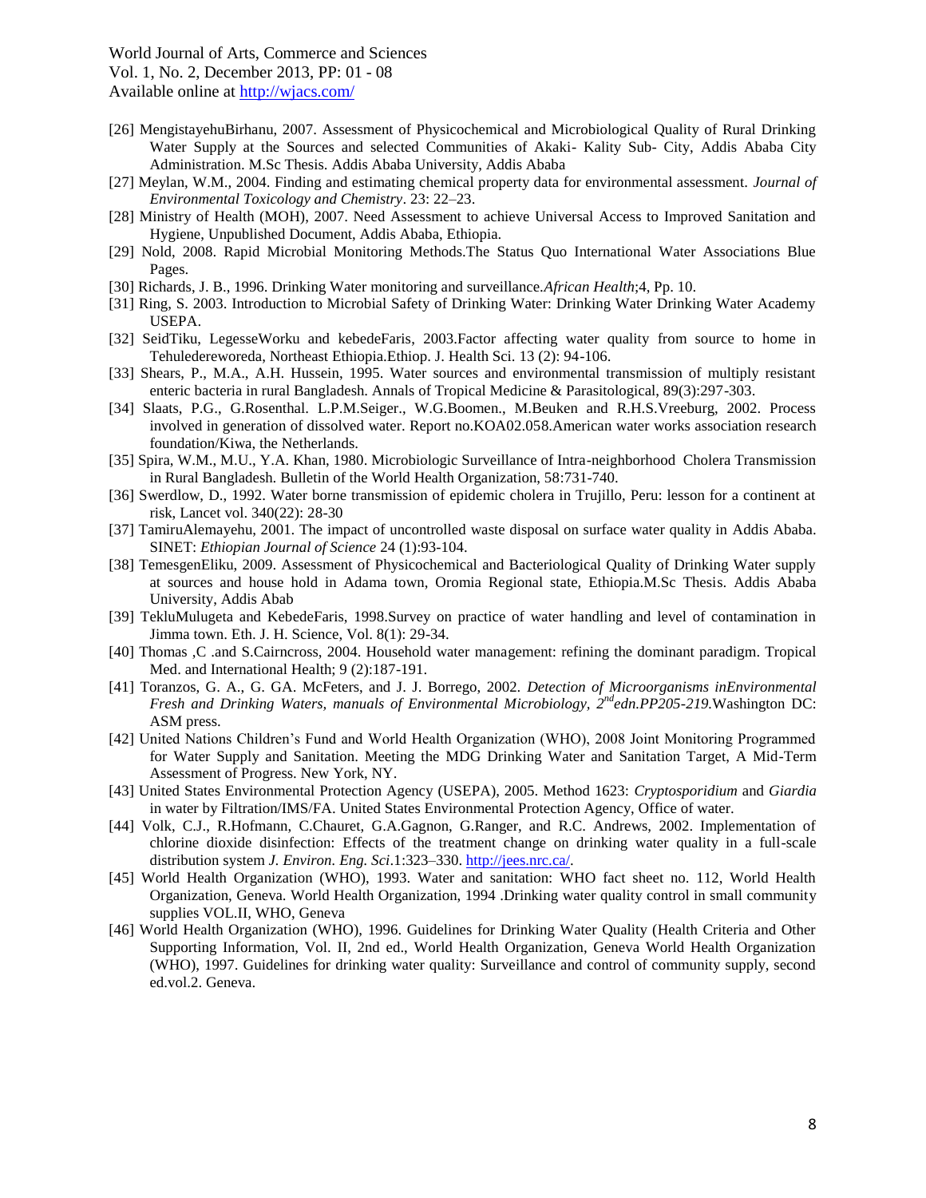[26] MengistayehuBirhanu, 2007. Assessment of Physicochemical and Microbiological Quality of Rural Drinking Water Supply at the Sources and selected Communities of Akaki- Kality Sub- City, Addis Ababa City Administration. M.Sc Thesis. Addis Ababa University, Addis Ababa

[27] Meylan, W.M., 2004. Finding and estimating chemical property data for environmental assessment. *Journal of Environmental Toxicology and Chemistry*. 23: 22–23.

[28] Ministry of Health (MOH), 2007. Need Assessment to achieve Universal Access to Improved Sanitation and Hygiene, Unpublished Document, Addis Ababa, Ethiopia.

[29] Nold, 2008. Rapid Microbial Monitoring Methods.The Status Quo International Water Associations Blue Pages.

[30] Richards, J. B., 1996. Drinking Water monitoring and surveillance.*African Health*;4, Pp. 10.

[31] Ring, S. 2003. Introduction to Microbial Safety of Drinking Water: Drinking Water Drinking Water Academy USEPA.

[32] SeidTiku, LegesseWorku and kebedeFaris, 2003.Factor affecting water quality from source to home in Tehuledereworeda, Northeast Ethiopia.Ethiop. J. Health Sci. 13 (2): 94-106.

[33] Shears, P., M.A., A.H. Hussein, 1995. Water sources and environmental transmission of multiply resistant enteric bacteria in rural Bangladesh. Annals of Tropical Medicine & Parasitological, 89(3):297-303.

[34] Slaats, P.G., G.Rosenthal. L.P.M.Seiger., W.G.Boomen., M.Beuken and R.H.S.Vreeburg, 2002. Process involved in generation of dissolved water. Report no.KOA02.058.American water works association research foundation/Kiwa, the Netherlands.

[35] Spira, W.M., M.U., Y.A. Khan, 1980. Microbiologic Surveillance of Intra-neighborhood Cholera Transmission in Rural Bangladesh. Bulletin of the World Health Organization, 58:731-740.

[36] Swerdlow, D., 1992. Water borne transmission of epidemic cholera in Trujillo, Peru: lesson for a continent at risk, Lancet vol. 340(22): 28-30

[37] TamiruAlemayehu, 2001. The impact of uncontrolled waste disposal on surface water quality in Addis Ababa. SINET: *Ethiopian Journal of Science* 24 (1):93-104.

[38] TemesgenEliku, 2009. Assessment of Physicochemical and Bacteriological Quality of Drinking Water supply at sources and house hold in Adama town, Oromia Regional state, Ethiopia.M.Sc Thesis. Addis Ababa University, Addis Abab

[39] TekluMulugeta and KebedeFaris, 1998.Survey on practice of water handling and level of contamination in Jimma town. Eth. J. H. Science, Vol. 8(1): 29-34.

[40] Thomas ,C .and S.Cairncross, 2004. Household water management: refining the dominant paradigm. Tropical Med. and International Health; 9 (2):187-191.

[41] Toranzos, G. A., G. GA. McFeters, and J. J. Borrego, 2002. *Detection of Microorganisms inEnvironmental Fresh and Drinking Waters, manuals of Environmental Microbiology, 2$^{nd}$edn.PP205-219.*Washington DC: ASM press.

[42] United Nations Children's Fund and World Health Organization (WHO), 2008 Joint Monitoring Programmed for Water Supply and Sanitation. Meeting the MDG Drinking Water and Sanitation Target, A Mid-Term Assessment of Progress. New York, NY.

[43] United States Environmental Protection Agency (USEPA), 2005. Method 1623: *Cryptosporidium* and *Giardia* in water by Filtration/IMS/FA. United States Environmental Protection Agency, Office of water.

[44] Volk, C.J., R.Hofmann, C.Chauret, G.A.Gagnon, G.Ranger, and R.C. Andrews, 2002. Implementation of chlorine dioxide disinfection: Effects of the treatment change on drinking water quality in a full-scale distribution system *J. Environ. Eng. Sci*.1:323–330. http://jees.nrc.ca/.

[45] World Health Organization (WHO), 1993. Water and sanitation: WHO fact sheet no. 112, World Health Organization, Geneva. World Health Organization, 1994 .Drinking water quality control in small community supplies VOL.II, WHO, Geneva

[46] World Health Organization (WHO), 1996. Guidelines for Drinking Water Quality (Health Criteria and Other Supporting Information, Vol. II, 2nd ed., World Health Organization, Geneva World Health Organization (WHO), 1997. Guidelines for drinking water quality: Surveillance and control of community supply, second ed.vol.2. Geneva.